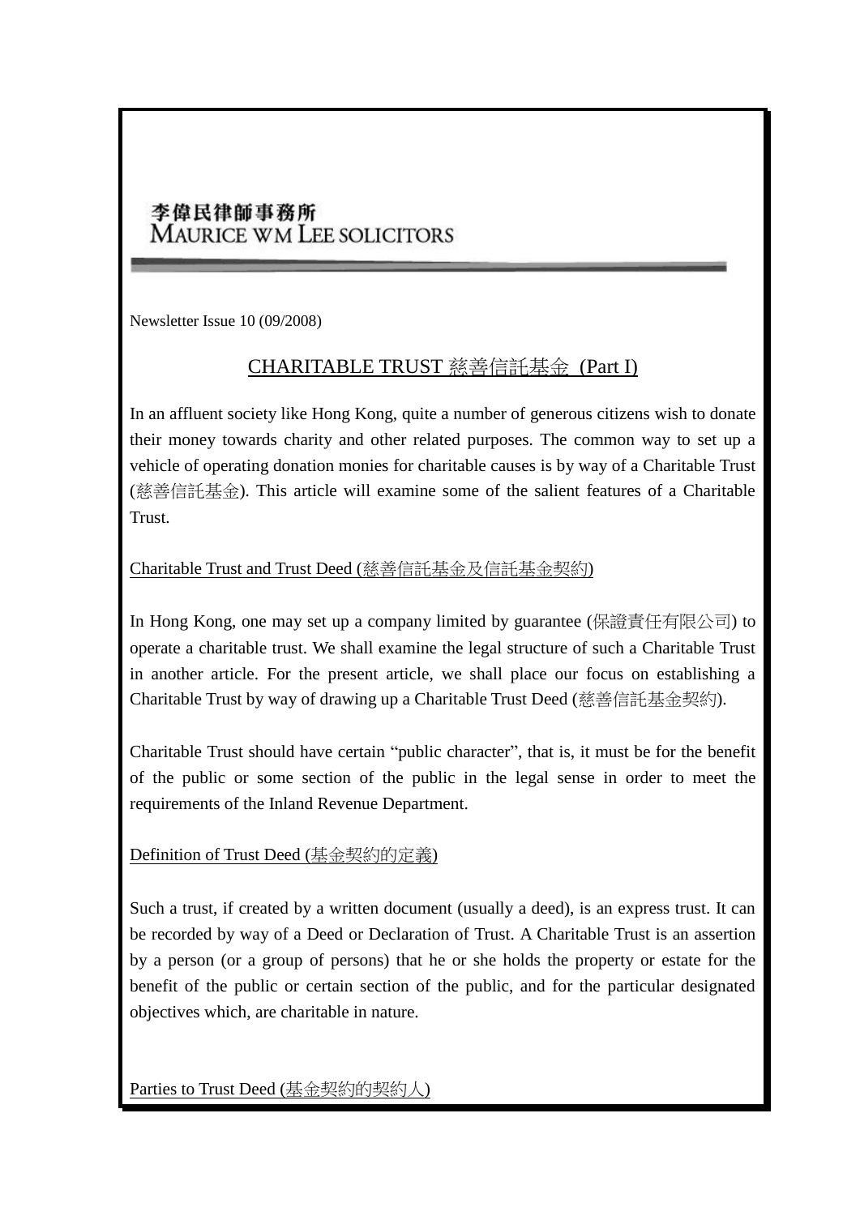李偉民律師事務所
MAURICE WM LEE SOLICITORS

Newsletter Issue 10 (09/2008)

# CHARITABLE TRUST 慈善信託基金 (Part I)

In an affluent society like Hong Kong, quite a number of generous citizens wish to donate their money towards charity and other related purposes. The common way to set up a vehicle of operating donation monies for charitable causes is by way of a Charitable Trust (慈善信託基金). This article will examine some of the salient features of a Charitable Trust.

## Charitable Trust and Trust Deed (慈善信託基金及信託基金契約)

In Hong Kong, one may set up a company limited by guarantee (保證責任有限公司) to operate a charitable trust. We shall examine the legal structure of such a Charitable Trust in another article. For the present article, we shall place our focus on establishing a Charitable Trust by way of drawing up a Charitable Trust Deed (慈善信託基金契約).

Charitable Trust should have certain "public character", that is, it must be for the benefit of the public or some section of the public in the legal sense in order to meet the requirements of the Inland Revenue Department.

## Definition of Trust Deed (基金契約的定義)

Such a trust, if created by a written document (usually a deed), is an express trust. It can be recorded by way of a Deed or Declaration of Trust. A Charitable Trust is an assertion by a person (or a group of persons) that he or she holds the property or estate for the benefit of the public or certain section of the public, and for the particular designated objectives which, are charitable in nature.

## Parties to Trust Deed (基金契約的契約人)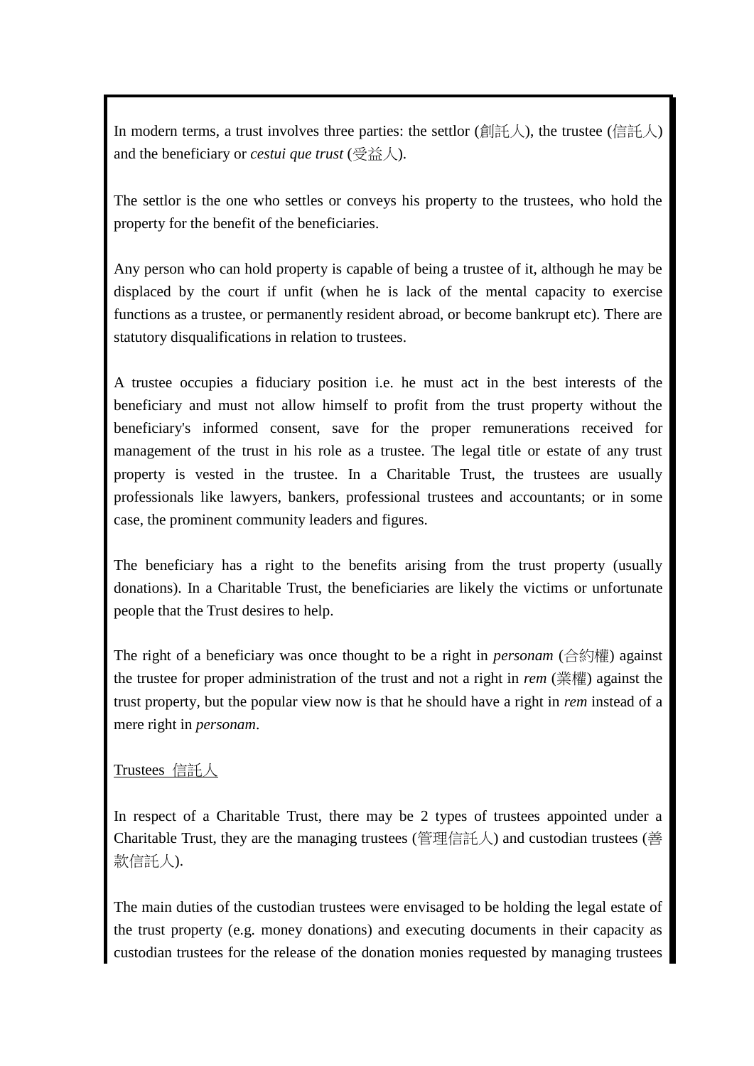In modern terms, a trust involves three parties: the settlor (創託人), the trustee (信託人) and the beneficiary or *cestui que trust* (受益人).

The settlor is the one who settles or conveys his property to the trustees, who hold the property for the benefit of the beneficiaries.

Any person who can hold property is capable of being a trustee of it, although he may be displaced by the court if unfit (when he is lack of the mental capacity to exercise functions as a trustee, or permanently resident abroad, or become bankrupt etc). There are statutory disqualifications in relation to trustees.

A trustee occupies a fiduciary position i.e. he must act in the best interests of the beneficiary and must not allow himself to profit from the trust property without the beneficiary's informed consent, save for the proper remunerations received for management of the trust in his role as a trustee. The legal title or estate of any trust property is vested in the trustee. In a Charitable Trust, the trustees are usually professionals like lawyers, bankers, professional trustees and accountants; or in some case, the prominent community leaders and figures.

The beneficiary has a right to the benefits arising from the trust property (usually donations). In a Charitable Trust, the beneficiaries are likely the victims or unfortunate people that the Trust desires to help.

The right of a beneficiary was once thought to be a right in *personam* (合約權) against the trustee for proper administration of the trust and not a right in *rem* (業權) against the trust property, but the popular view now is that he should have a right in *rem* instead of a mere right in *personam*.

<u>Trustees 信託人</u>

In respect of a Charitable Trust, there may be 2 types of trustees appointed under a Charitable Trust, they are the managing trustees (管理信託人) and custodian trustees (善款信託人).

The main duties of the custodian trustees were envisaged to be holding the legal estate of the trust property (e.g. money donations) and executing documents in their capacity as custodian trustees for the release of the donation monies requested by managing trustees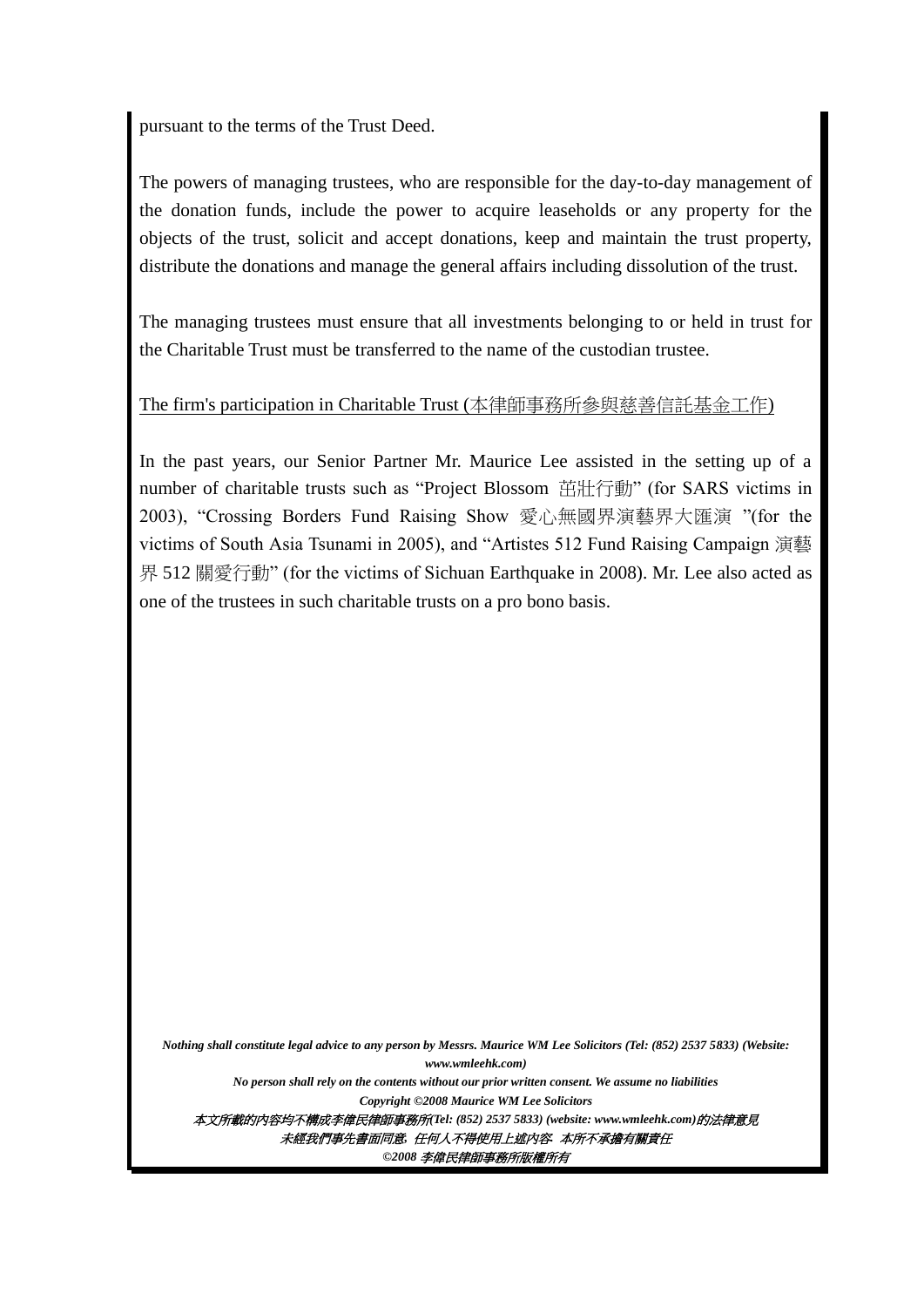pursuant to the terms of the Trust Deed.

The powers of managing trustees, who are responsible for the day-to-day management of the donation funds, include the power to acquire leaseholds or any property for the objects of the trust, solicit and accept donations, keep and maintain the trust property, distribute the donations and manage the general affairs including dissolution of the trust.

The managing trustees must ensure that all investments belonging to or held in trust for the Charitable Trust must be transferred to the name of the custodian trustee.

### The firm's participation in Charitable Trust (本律師事務所參與慈善信託基金工作)

In the past years, our Senior Partner Mr. Maurice Lee assisted in the setting up of a number of charitable trusts such as "Project Blossom 茁壯行動" (for SARS victims in 2003), "Crossing Borders Fund Raising Show 愛心無國界演藝界大匯演 "(for the victims of South Asia Tsunami in 2005), and "Artistes 512 Fund Raising Campaign 演藝界 512 關愛行動" (for the victims of Sichuan Earthquake in 2008). Mr. Lee also acted as one of the trustees in such charitable trusts on a pro bono basis.